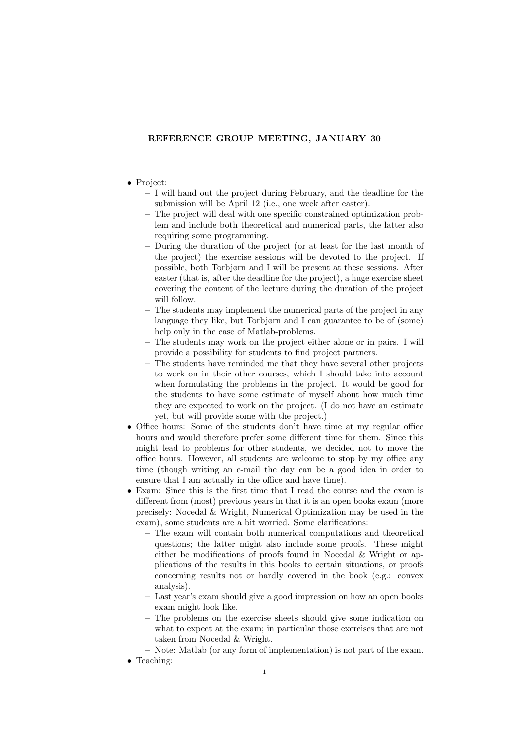# REFERENCE GROUP MEETING, JANUARY 30

- Project:
  - I will hand out the project during February, and the deadline for the submission will be April 12 (i.e., one week after easter).
  - The project will deal with one specific constrained optimization problem and include both theoretical and numerical parts, the latter also requiring some programming.
  - During the duration of the project (or at least for the last month of the project) the exercise sessions will be devoted to the project. If possible, both Torbjørn and I will be present at these sessions. After easter (that is, after the deadline for the project), a huge exercise sheet covering the content of the lecture during the duration of the project will follow.
  - The students may implement the numerical parts of the project in any language they like, but Torbjørn and I can guarantee to be of (some) help only in the case of Matlab-problems.
  - The students may work on the project either alone or in pairs. I will provide a possibility for students to find project partners.
  - The students have reminded me that they have several other projects to work on in their other courses, which I should take into account when formulating the problems in the project. It would be good for the students to have some estimate of myself about how much time they are expected to work on the project. (I do not have an estimate yet, but will provide some with the project.)
- Office hours: Some of the students don't have time at my regular office hours and would therefore prefer some different time for them. Since this might lead to problems for other students, we decided not to move the office hours. However, all students are welcome to stop by my office any time (though writing an e-mail the day can be a good idea in order to ensure that I am actually in the office and have time).
- Exam: Since this is the first time that I read the course and the exam is different from (most) previous years in that it is an open books exam (more precisely: Nocedal & Wright, Numerical Optimization may be used in the exam), some students are a bit worried. Some clarifications:
  - The exam will contain both numerical computations and theoretical questions; the latter might also include some proofs. These might either be modifications of proofs found in Nocedal & Wright or applications of the results in this books to certain situations, or proofs concerning results not or hardly covered in the book (e.g.: convex analysis).
  - Last year's exam should give a good impression on how an open books exam might look like.
  - The problems on the exercise sheets should give some indication on what to expect at the exam; in particular those exercises that are not taken from Nocedal & Wright.
  - Note: Matlab (or any form of implementation) is not part of the exam.
- Teaching: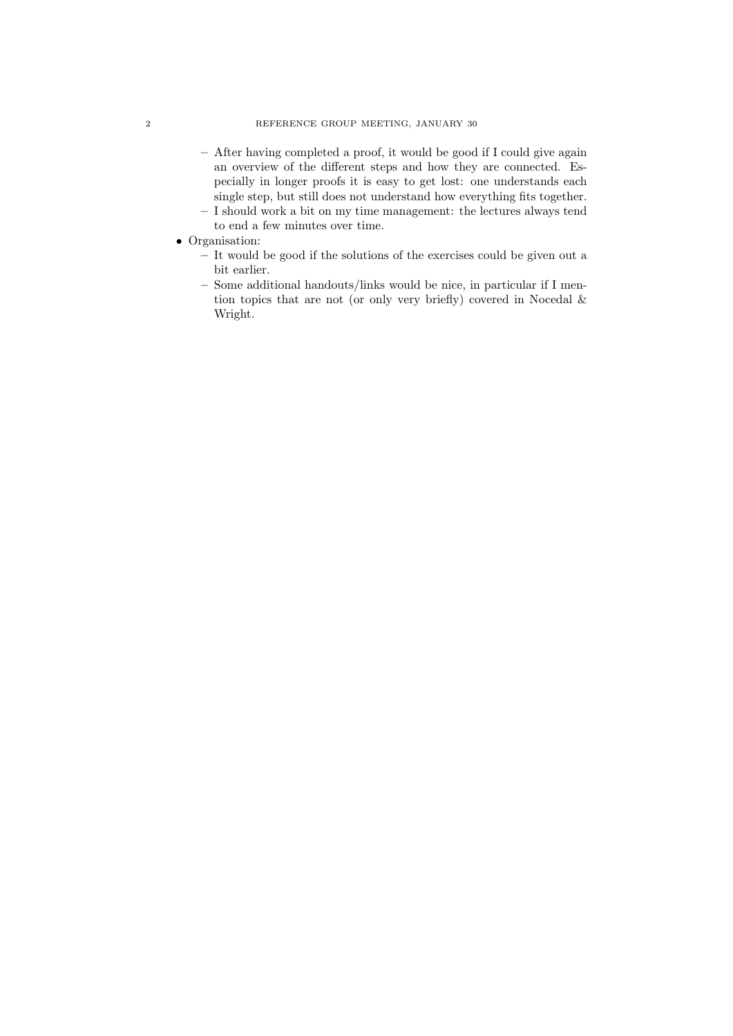- After having completed a proof, it would be good if I could give again an overview of the different steps and how they are connected. Especially in longer proofs it is easy to get lost: one understands each single step, but still does not understand how everything fits together.
  - I should work a bit on my time management: the lectures always tend to end a few minutes over time.
- Organisation:
  - It would be good if the solutions of the exercises could be given out a bit earlier.
  - Some additional handouts/links would be nice, in particular if I mention topics that are not (or only very briefly) covered in Nocedal & Wright.